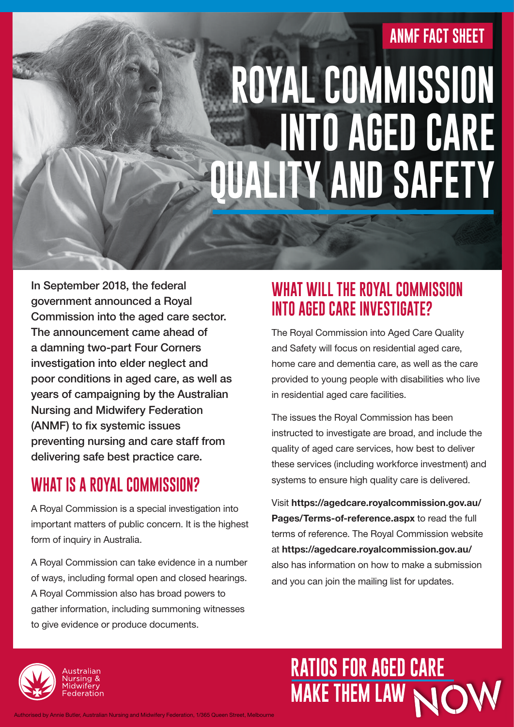ANMF FACT SHEET

# ROYAL COMMISSION INTO AGED CARE QUALITY AND SAFETY

**In September 2018, the federal government announced a Royal Commission into the aged care sector. The announcement came ahead of a damning two-part Four Corners investigation into elder neglect and poor conditions in aged care, as well as years of campaigning by the Australian Nursing and Midwifery Federation (ANMF) to fix systemic issues preventing nursing and care staff from delivering safe best practice care.**

## WHAT IS A ROYAL COMMISSION?

A Royal Commission is a special investigation into important matters of public concern. It is the highest form of inquiry in Australia.

A Royal Commission can take evidence in a number of ways, including formal open and closed hearings. A Royal Commission also has broad powers to gather information, including summoning witnesses to give evidence or produce documents.

## WHAT WILL THE ROYAL COMMISSION INTO AGED CARE INVESTIGATE?

The Royal Commission into Aged Care Quality and Safety will focus on residential aged care, home care and dementia care, as well as the care provided to young people with disabilities who live in residential aged care facilities.

The issues the Royal Commission has been instructed to investigate are broad, and include the quality of aged care services, how best to deliver these services (including workforce investment) and systems to ensure high quality care is delivered.

Visit **https://agedcare.royalcommission.gov.au/Pages/Terms-of-reference.aspx** to read the full terms of reference. The Royal Commission website at **https://agedcare.royalcommission.gov.au/** also has information on how to make a submission and you can join the mailing list for updates.

Australian Nursing & Midwifery Federation

RATIOS FOR AGED CARE MAKE THEM LAW NOW

Authorised by Annie Butler, Australian Nursing and Midwifery Federation, 1/365 Queen Street, Melbourne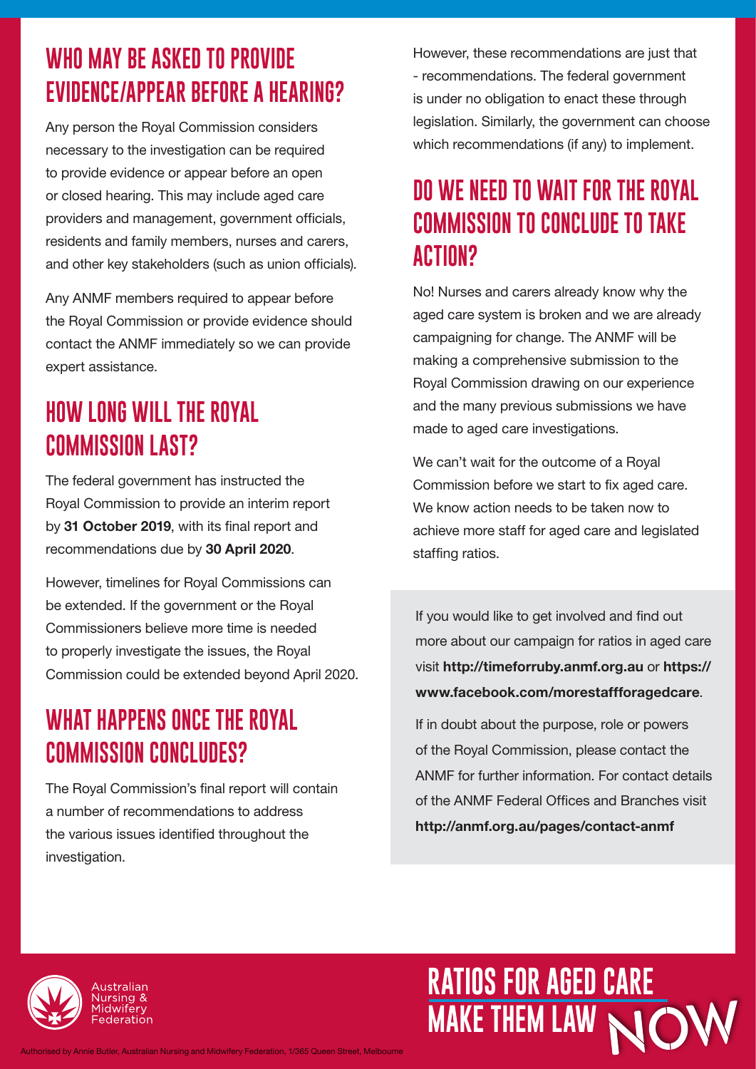## WHO MAY BE ASKED TO PROVIDE EVIDENCE/APPEAR BEFORE A HEARING?

Any person the Royal Commission considers necessary to the investigation can be required to provide evidence or appear before an open or closed hearing. This may include aged care providers and management, government officials, residents and family members, nurses and carers, and other key stakeholders (such as union officials).

Any ANMF members required to appear before the Royal Commission or provide evidence should contact the ANMF immediately so we can provide expert assistance.

## HOW LONG WILL THE ROYAL COMMISSION LAST?

The federal government has instructed the Royal Commission to provide an interim report by **31 October 2019**, with its final report and recommendations due by **30 April 2020**.

However, timelines for Royal Commissions can be extended. If the government or the Royal Commissioners believe more time is needed to properly investigate the issues, the Royal Commission could be extended beyond April 2020.

## WHAT HAPPENS ONCE THE ROYAL COMMISSION CONCLUDES?

The Royal Commission's final report will contain a number of recommendations to address the various issues identified throughout the investigation.

However, these recommendations are just that - recommendations. The federal government is under no obligation to enact these through legislation. Similarly, the government can choose which recommendations (if any) to implement.

## DO WE NEED TO WAIT FOR THE ROYAL COMMISSION TO CONCLUDE TO TAKE ACTION?

No! Nurses and carers already know why the aged care system is broken and we are already campaigning for change. The ANMF will be making a comprehensive submission to the Royal Commission drawing on our experience and the many previous submissions we have made to aged care investigations.

We can't wait for the outcome of a Royal Commission before we start to fix aged care. We know action needs to be taken now to achieve more staff for aged care and legislated staffing ratios.

If you would like to get involved and find out more about our campaign for ratios in aged care visit **http://timeforruby.anmf.org.au** or **https://www.facebook.com/morestaffforagedcare**.

If in doubt about the purpose, role or powers of the Royal Commission, please contact the ANMF for further information. For contact details of the ANMF Federal Offices and Branches visit **http://anmf.org.au/pages/contact-anmf**

Australian Nursing & Midwifery Federation

**RATIOS FOR AGED CARE MAKE THEM LAW NOW**

Authorised by Annie Butler, Australian Nursing and Midwifery Federation, 1/365 Queen Street, Melbourne